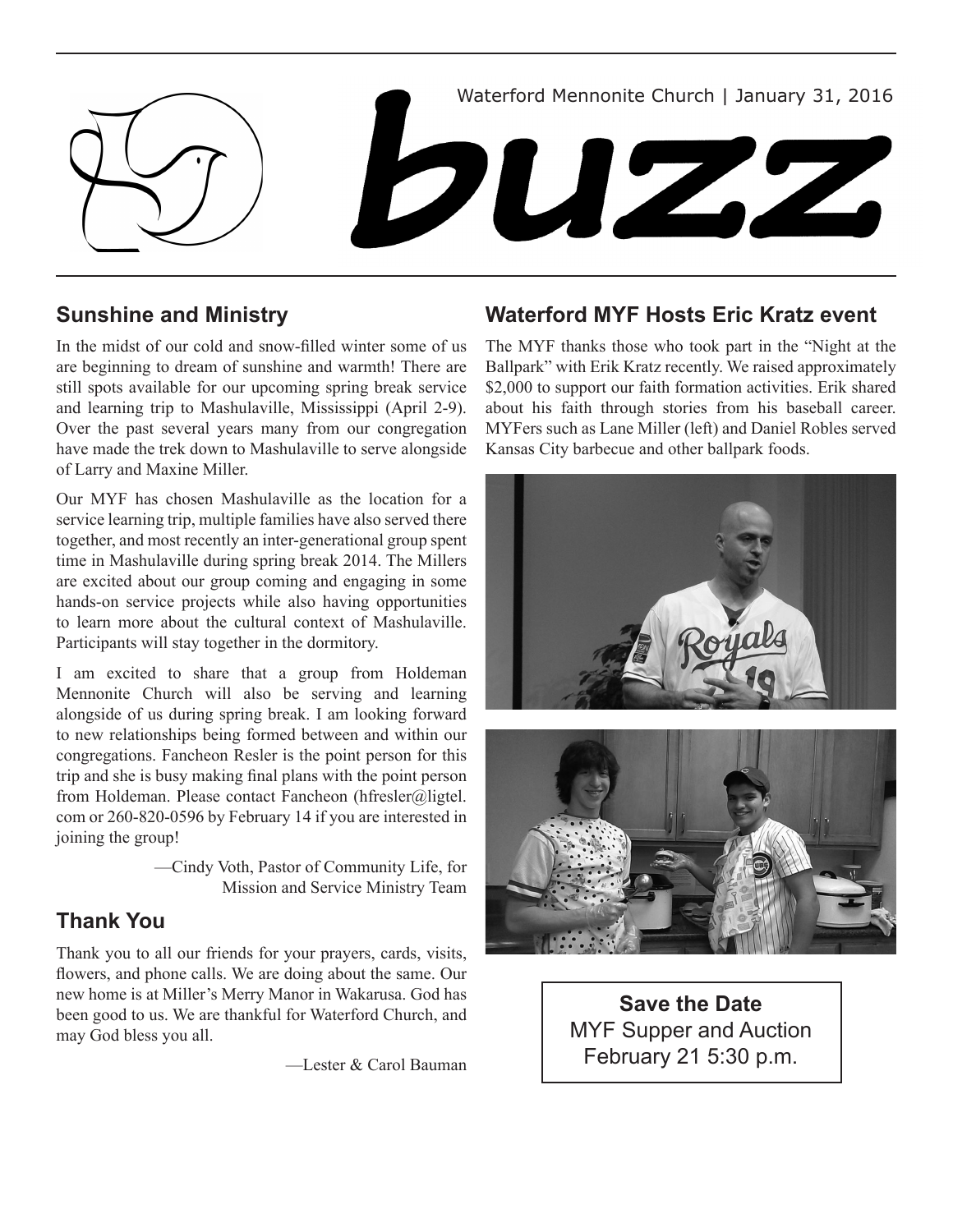Waterford Mennonite Church | January 31, 2016

# buzz

## Sunshine and Ministry

In the midst of our cold and snow-filled winter some of us are beginning to dream of sunshine and warmth! There are still spots available for our upcoming spring break service and learning trip to Mashulaville, Mississippi (April 2-9). Over the past several years many from our congregation have made the trek down to Mashulaville to serve alongside of Larry and Maxine Miller.

Our MYF has chosen Mashulaville as the location for a service learning trip, multiple families have also served there together, and most recently an inter-generational group spent time in Mashulaville during spring break 2014. The Millers are excited about our group coming and engaging in some hands-on service projects while also having opportunities to learn more about the cultural context of Mashulaville. Participants will stay together in the dormitory.

I am excited to share that a group from Holdeman Mennonite Church will also be serving and learning alongside of us during spring break. I am looking forward to new relationships being formed between and within our congregations. Fancheon Resler is the point person for this trip and she is busy making final plans with the point person from Holdeman. Please contact Fancheon (hfresler@ligtel.com or 260-820-0596 by February 14 if you are interested in joining the group!

—Cindy Voth, Pastor of Community Life, for Mission and Service Ministry Team

## Thank You

Thank you to all our friends for your prayers, cards, visits, flowers, and phone calls. We are doing about the same. Our new home is at Miller's Merry Manor in Wakarusa. God has been good to us. We are thankful for Waterford Church, and may God bless you all.

—Lester & Carol Bauman

## Waterford MYF Hosts Eric Kratz event

The MYF thanks those who took part in the "Night at the Ballpark" with Erik Kratz recently. We raised approximately $2,000 to support our faith formation activities. Erik shared about his faith through stories from his baseball career. MYFers such as Lane Miller (left) and Daniel Robles served Kansas City barbecue and other ballpark foods.

**Save the Date**
MYF Supper and Auction
February 21 5:30 p.m.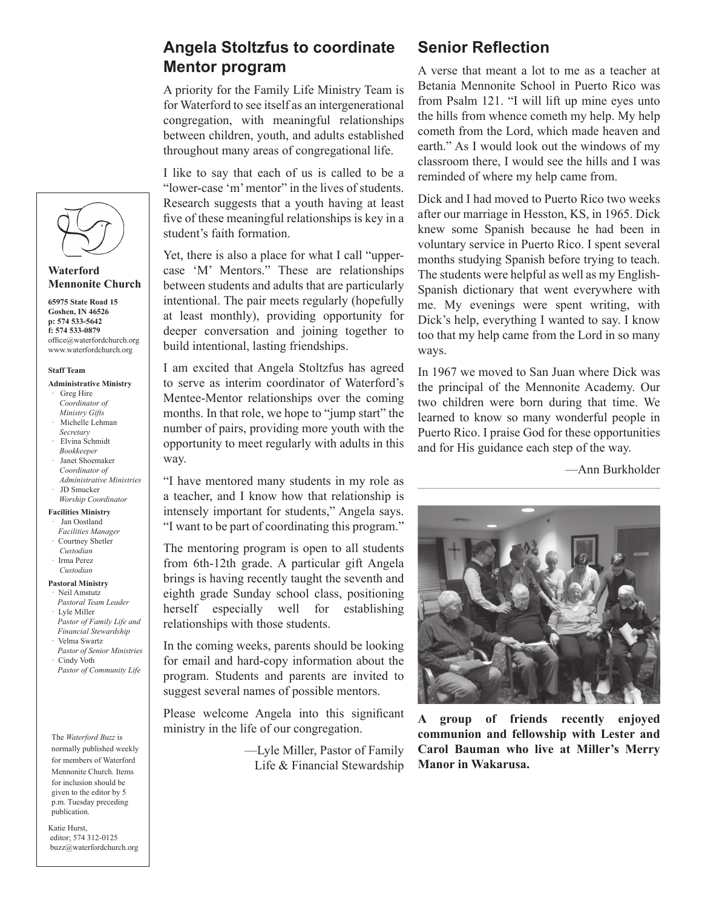## Angela Stoltzfus to coordinate Mentor program

A priority for the Family Life Ministry Team is for Waterford to see itself as an intergenerational congregation, with meaningful relationships between children, youth, and adults established throughout many areas of congregational life.

I like to say that each of us is called to be a "lower-case 'm' mentor" in the lives of students. Research suggests that a youth having at least five of these meaningful relationships is key in a student's faith formation.

Yet, there is also a place for what I call "upper-case 'M' Mentors." These are relationships between students and adults that are particularly intentional. The pair meets regularly (hopefully at least monthly), providing opportunity for deeper conversation and joining together to build intentional, lasting friendships.

I am excited that Angela Stoltzfus has agreed to serve as interim coordinator of Waterford's Mentee-Mentor relationships over the coming months. In that role, we hope to "jump start" the number of pairs, providing more youth with the opportunity to meet regularly with adults in this way.

"I have mentored many students in my role as a teacher, and I know how that relationship is intensely important for students," Angela says. "I want to be part of coordinating this program."

The mentoring program is open to all students from 6th-12th grade. A particular gift Angela brings is having recently taught the seventh and eighth grade Sunday school class, positioning herself especially well for establishing relationships with those students.

In the coming weeks, parents should be looking for email and hard-copy information about the program. Students and parents are invited to suggest several names of possible mentors.

Please welcome Angela into this significant ministry in the life of our congregation.

—Lyle Miller, Pastor of Family Life & Financial Stewardship

## Senior Reflection

A verse that meant a lot to me as a teacher at Betania Mennonite School in Puerto Rico was from Psalm 121. "I will lift up mine eyes unto the hills from whence cometh my help. My help cometh from the Lord, which made heaven and earth." As I would look out the windows of my classroom there, I would see the hills and I was reminded of where my help came from.

Dick and I had moved to Puerto Rico two weeks after our marriage in Hesston, KS, in 1965. Dick knew some Spanish because he had been in voluntary service in Puerto Rico. I spent several months studying Spanish before trying to teach. The students were helpful as well as my English-Spanish dictionary that went everywhere with me. My evenings were spent writing, with Dick's help, everything I wanted to say. I know too that my help came from the Lord in so many ways.

In 1967 we moved to San Juan where Dick was the principal of the Mennonite Academy. Our two children were born during that time. We learned to know so many wonderful people in Puerto Rico. I praise God for these opportunities and for His guidance each step of the way.

—Ann Burkholder

**A group of friends recently enjoyed communion and fellowship with Lester and Carol Bauman who live at Miller's Merry Manor in Wakarusa.**

**Waterford Mennonite Church**

**65975 State Road 15**
**Goshen, IN 46526**
**p: 574 533-5642**
**f: 574 533-0879**
office@waterfordchurch.org
www.waterfordchurch.org

**Staff Team**

**Administrative Ministry**
- Greg Hire, *Coordinator of Ministry Gifts*
- Michelle Lehman, *Secretary*
- Elvina Schmidt, *Bookkeeper*
- Janet Shoemaker, *Coordinator of Administrative Ministries*
- JD Smucker, *Worship Coordinator*

**Facilities Ministry**
- Jan Oostland, *Facilities Manager*
- Courtney Shetler, *Custodian*
- Irma Perez, *Custodian*

**Pastoral Ministry**
- Neil Amstutz, *Pastoral Team Leader*
- Lyle Miller, *Pastor of Family Life and Financial Stewardship*
- Velma Swartz, *Pastor of Senior Ministries*
- Cindy Voth, *Pastor of Community Life*

The *Waterford Buzz* is normally published weekly for members of Waterford Mennonite Church. Items for inclusion should be given to the editor by 5 p.m. Tuesday preceding publication.

Katie Hurst, editor; 574 312-0125
buzz@waterfordchurch.org